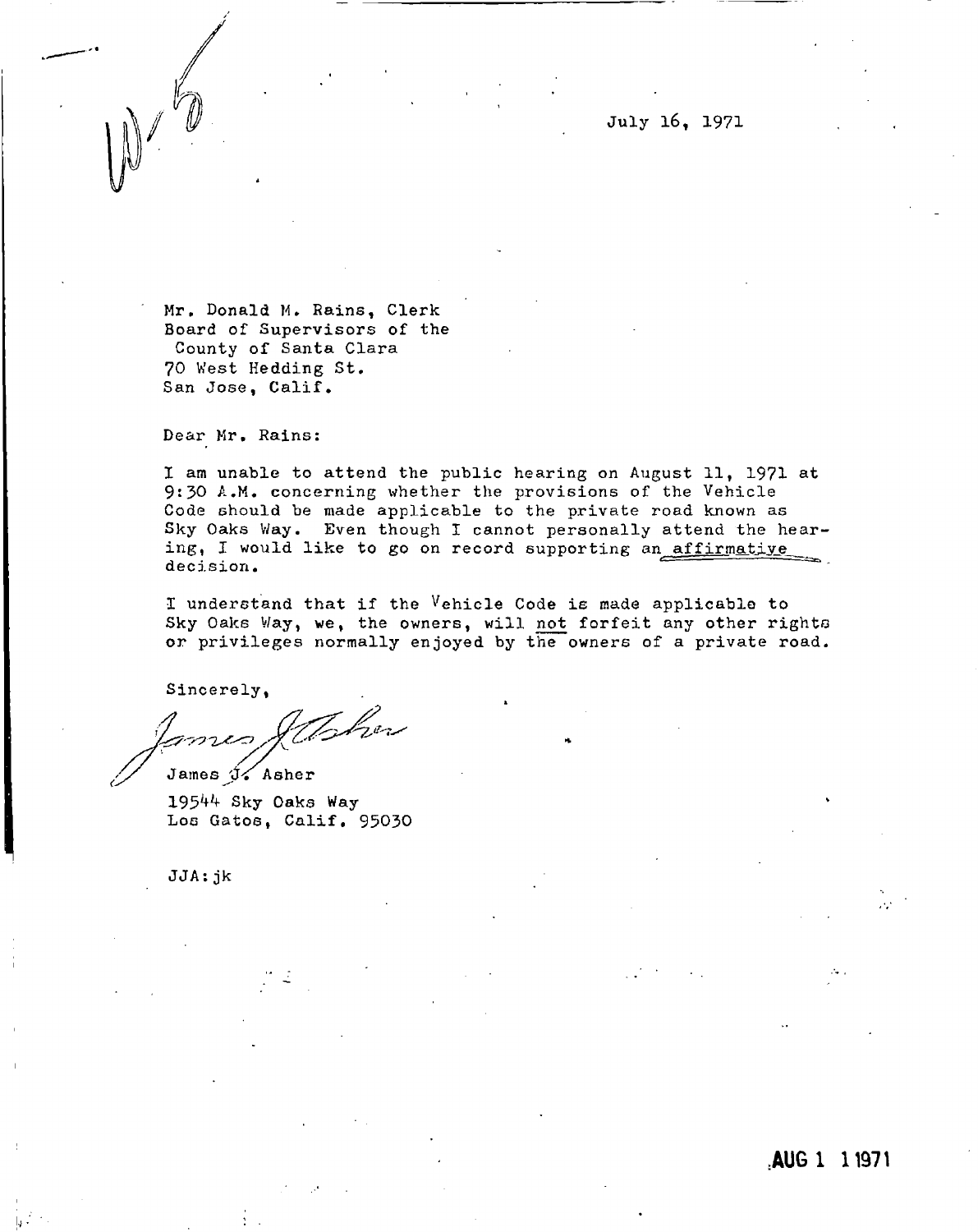W/5

July 16, 1971

Mr. Donald M. Rains, Clerk
Board of Supervisors of the
County of Santa Clara
70 West Hedding St.
San Jose, Calif.

Dear Mr. Rains:

I am unable to attend the public hearing on August 11, 1971 at 9:30 A.M. concerning whether the provisions of the Vehicle Code should be made applicable to the private road known as Sky Oaks Way. Even though I cannot personally attend the hearing, I would like to go on record supporting an affirmative decision.

I understand that if the Vehicle Code is made applicable to Sky Oaks Way, we, the owners, will not forfeit any other rights or privileges normally enjoyed by the owners of a private road.

Sincerely,

James J. Asher

James J. Asher
19544 Sky Oaks Way
Los Gatos, Calif. 95030

JJA:jk

AUG 1 1 1971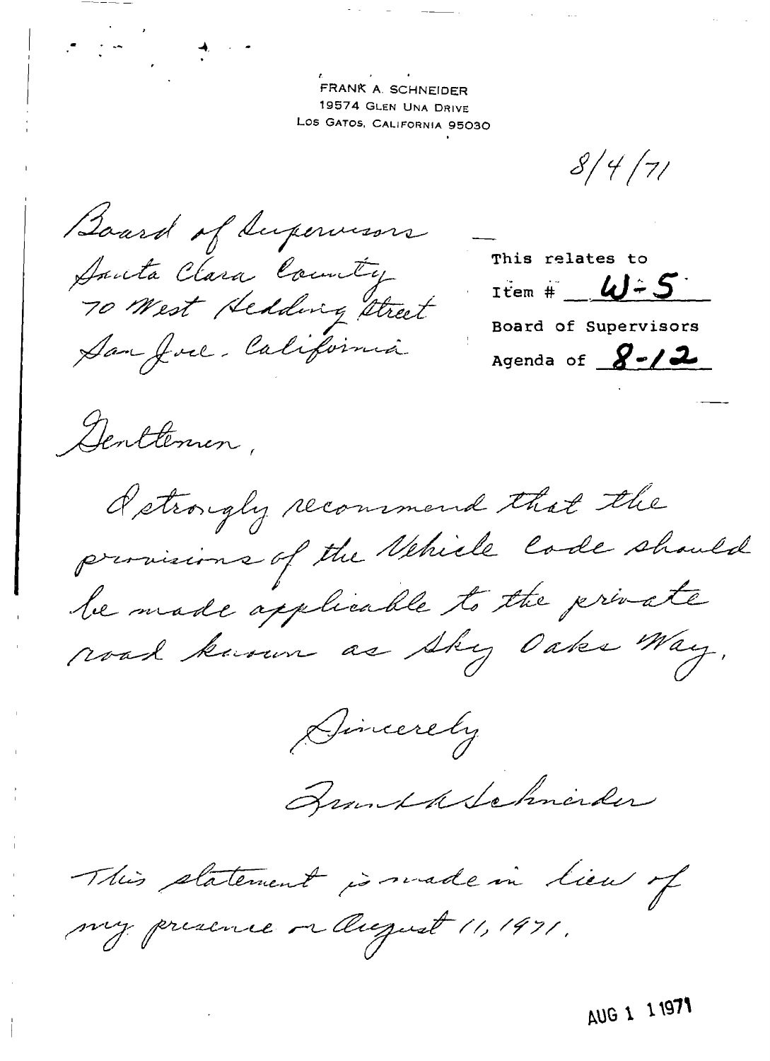FRANK A. SCHNEIDER
19574 GLEN UNA DRIVE
LOS GATOS, CALIFORNIA 95030

8/4/71

Board of Supervisors
Santa Clara County
70 West Hedding Street
San Jose, California

This relates to
Item # W-5
Board of Supervisors
Agenda of 8-12

Gentlemen,

I strongly recommend that the provisions of the Vehicle Code should be made applicable to the private road known as Sky Oaks Way.

Sincerely

Frank A. Schneider

This statement is made in lieu of my presence on August 11, 1971.

AUG 11 1971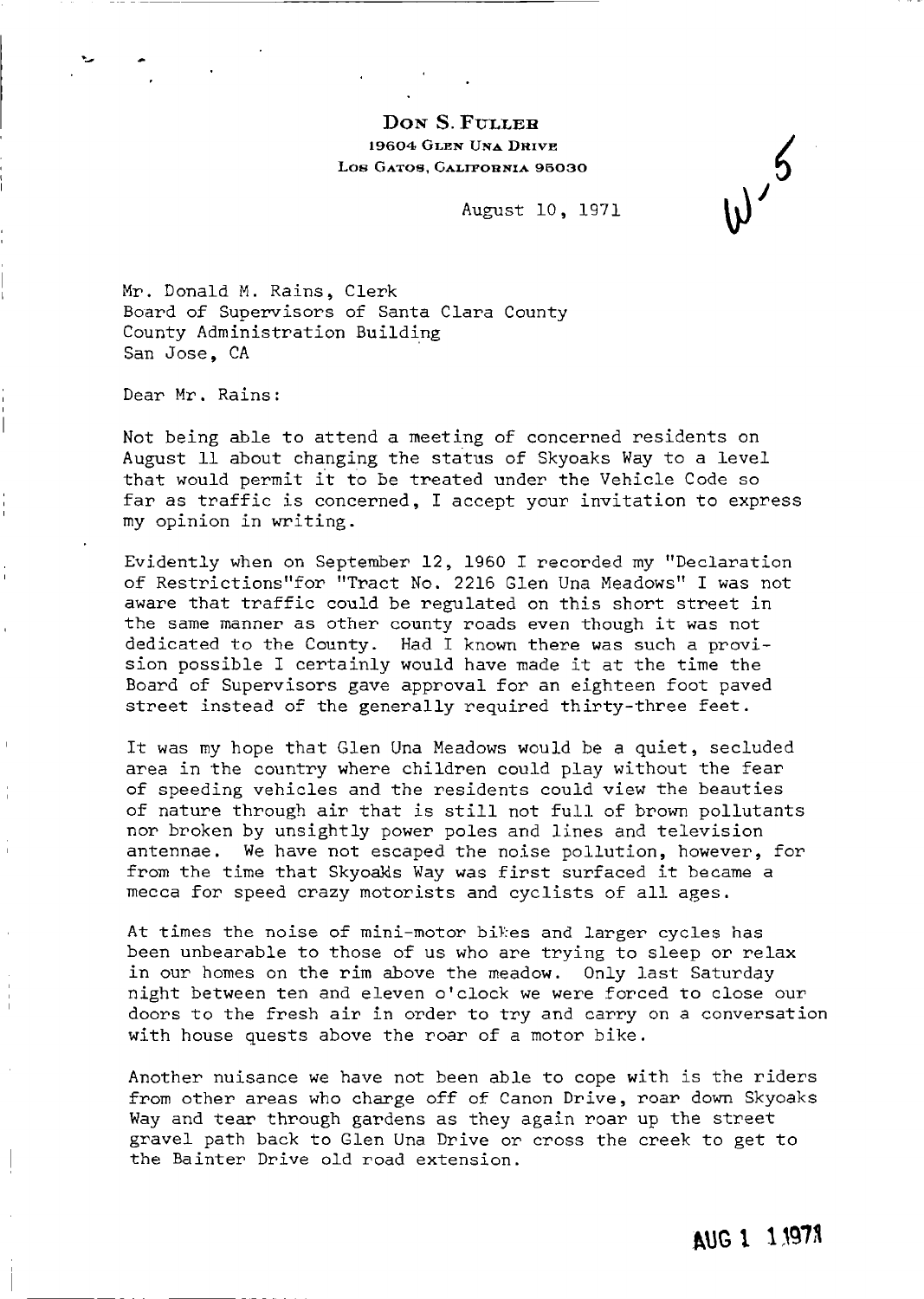**Don S. Fuller**
19604 Glen Una Drive
Los Gatos, California 95030

W-5

August 10, 1971

Mr. Donald M. Rains, Clerk
Board of Supervisors of Santa Clara County
County Administration Building
San Jose, CA

Dear Mr. Rains:

Not being able to attend a meeting of concerned residents on August 11 about changing the status of Skyoaks Way to a level that would permit it to be treated under the Vehicle Code so far as traffic is concerned, I accept your invitation to express my opinion in writing.

Evidently when on September 12, 1960 I recorded my "Declaration of Restrictions"for "Tract No. 2216 Glen Una Meadows" I was not aware that traffic could be regulated on this short street in the same manner as other county roads even though it was not dedicated to the County. Had I known there was such a provision possible I certainly would have made it at the time the Board of Supervisors gave approval for an eighteen foot paved street instead of the generally required thirty-three feet.

It was my hope that Glen Una Meadows would be a quiet, secluded area in the country where children could play without the fear of speeding vehicles and the residents could view the beauties of nature through air that is still not full of brown pollutants nor broken by unsightly power poles and lines and television antennae. We have not escaped the noise pollution, however, for from the time that Skyoaks Way was first surfaced it became a mecca for speed crazy motorists and cyclists of all ages.

At times the noise of mini-motor bikes and larger cycles has been unbearable to those of us who are trying to sleep or relax in our homes on the rim above the meadow. Only last Saturday night between ten and eleven o'clock we were forced to close our doors to the fresh air in order to try and carry on a conversation with house guests above the roar of a motor bike.

Another nuisance we have not been able to cope with is the riders from other areas who charge off of Canon Drive, roar down Skyoaks Way and tear through gardens as they again roar up the street gravel path back to Glen Una Drive or cross the creek to get to the Bainter Drive old road extension.

AUG 1 1 1971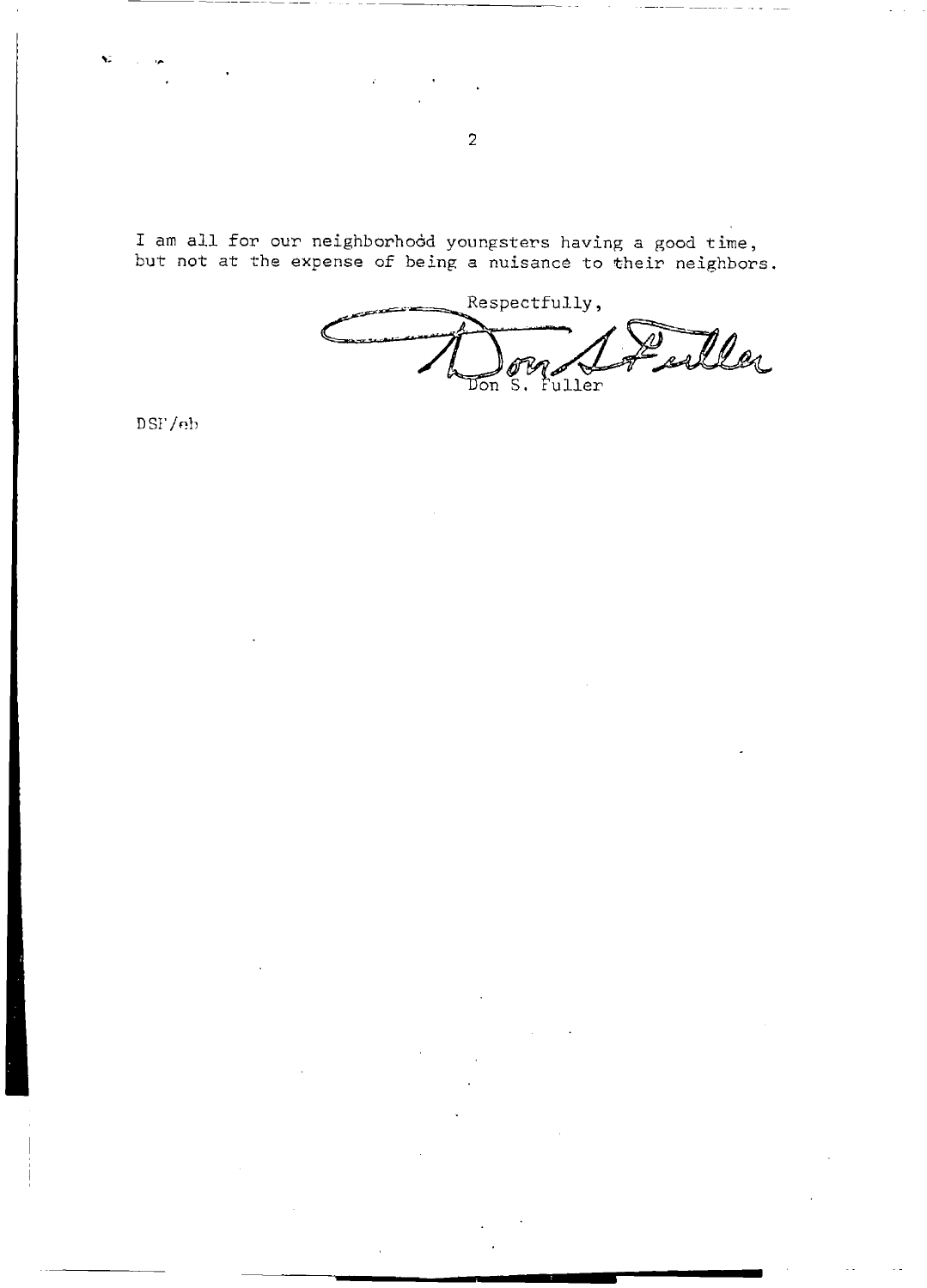I am all for our neighborhood youngsters having a good time, but not at the expense of being a nuisance to their neighbors.

Respectfully,

Don S. Fuller

DSF/eb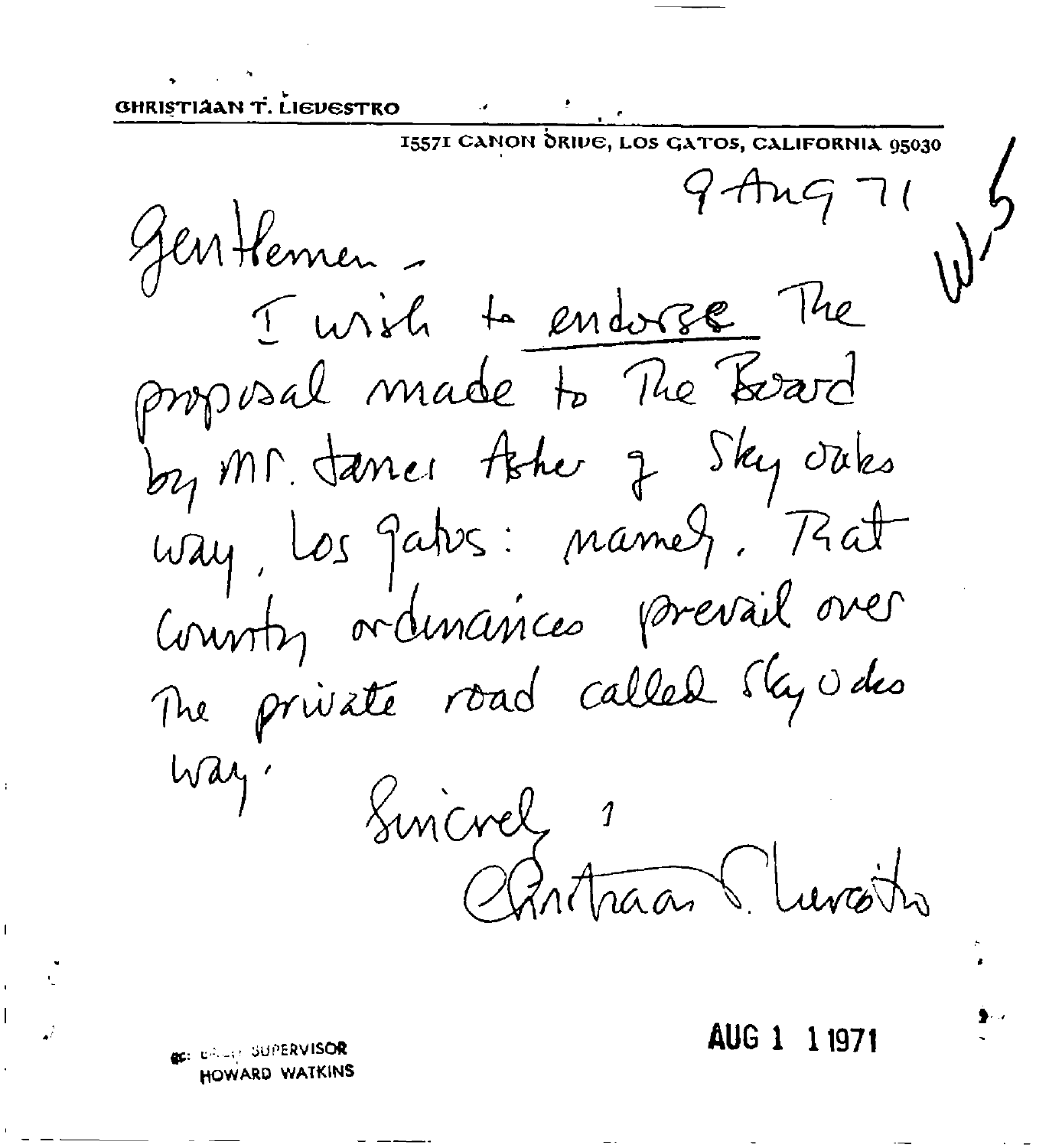CHRISTIAAN T. LIEVESTRO

15571 CANON DRIVE, LOS GATOS, CALIFORNIA 95030

9 Aug 71

WS

Gentlemen -

I wish to <u>endorse</u> The proposal made to The Board by Mr. James Asher of Sky Oaks Way, Los Gatos: namely, That County ordinances prevail over The private road called Sky Oaks Way.

Sincerely,

Christiaan T. Lievestro

AUG 1 1 1971

cc: SUPERVISOR HOWARD WATKINS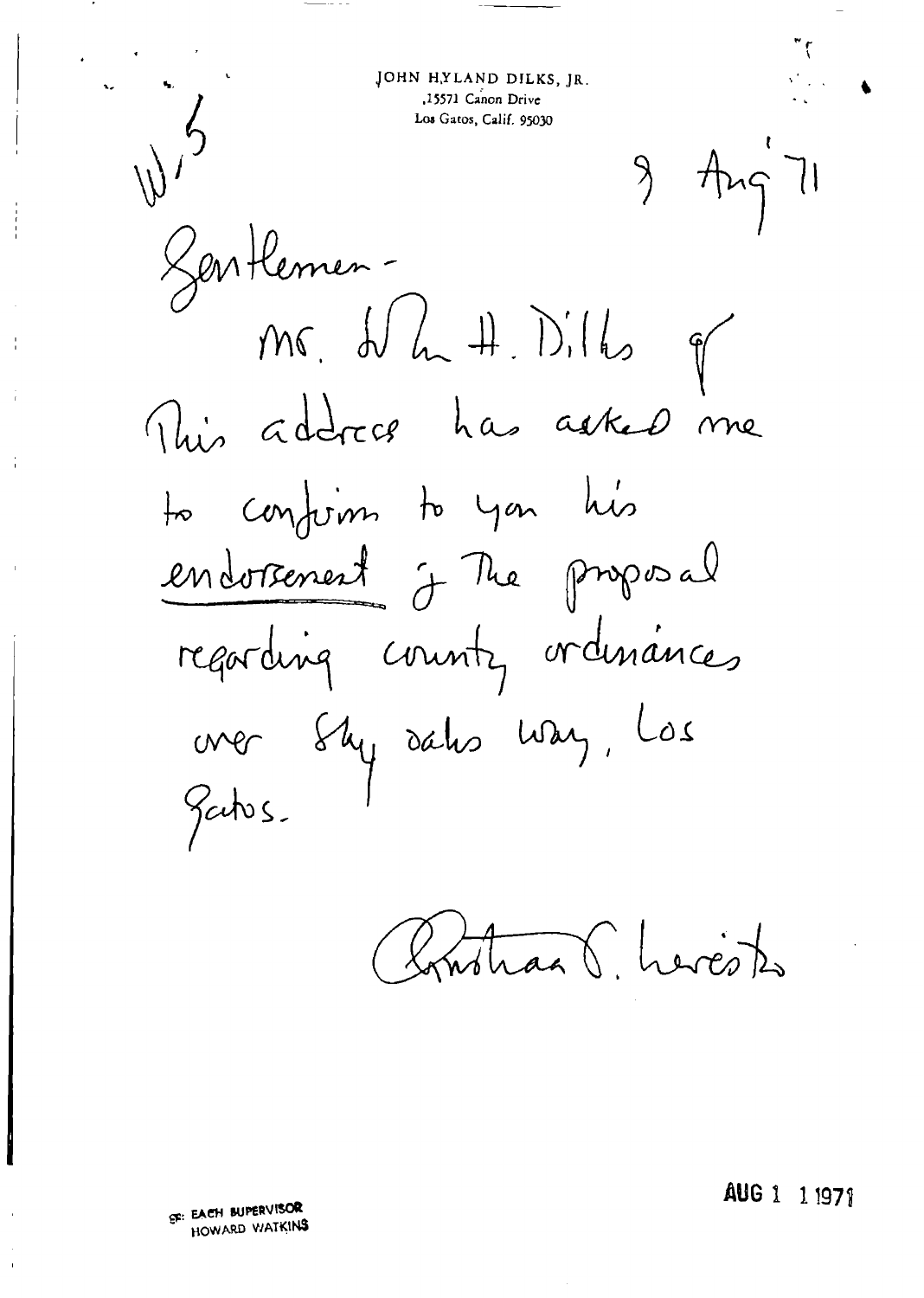JOHN HYLAND DILKS, JR.
15571 Canon Drive
Los Gatos, Calif. 95030

W/5

9 Aug 71

Gentlemen -

Mr. John H. Dilks of this address has asked me to confirm to you his endorsement of the proposal regarding county ordinances over Sky Oaks Way, Los Gatos.

Christian S. Lorenzo

cc: EACH SUPERVISOR
HOWARD WATKINS

AUG 11 1971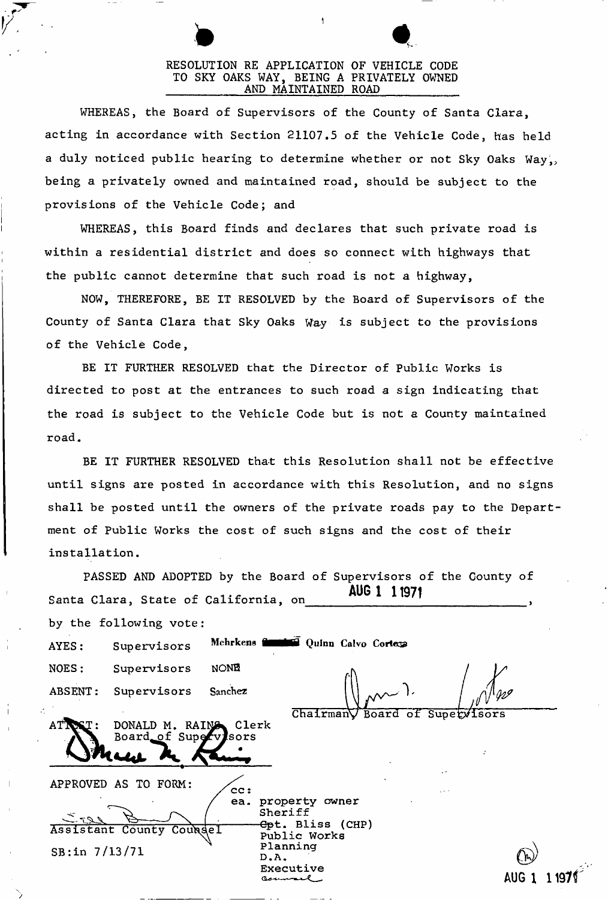# RESOLUTION RE APPLICATION OF VEHICLE CODE TO SKY OAKS WAY, BEING A PRIVATELY OWNED AND MAINTAINED ROAD

WHEREAS, the Board of Supervisors of the County of Santa Clara, acting in accordance with Section 21107.5 of the Vehicle Code, has held a duly noticed public hearing to determine whether or not Sky Oaks Way, being a privately owned and maintained road, should be subject to the provisions of the Vehicle Code; and

WHEREAS, this Board finds and declares that such private road is within a residential district and does so connect with highways that the public cannot determine that such road is not a highway,

NOW, THEREFORE, BE IT RESOLVED by the Board of Supervisors of the County of Santa Clara that Sky Oaks Way is subject to the provisions of the Vehicle Code,

BE IT FURTHER RESOLVED that the Director of Public Works is directed to post at the entrances to such road a sign indicating that the road is subject to the Vehicle Code but is not a County maintained road.

BE IT FURTHER RESOLVED that this Resolution shall not be effective until signs are posted in accordance with this Resolution, and no signs shall be posted until the owners of the private roads pay to the Department of Public Works the cost of such signs and the cost of their installation.

PASSED AND ADOPTED by the Board of Supervisors of the County of Santa Clara, State of California, on AUG 1 1 1971,

by the following vote:

AYES: Supervisors Mehrkens Quinn Calvo Cortese

NOES: Supervisors NONE

ABSENT: Supervisors Sanchez

Chairman, Board of Supervisors

ATTEST: DONALD M. RAINS, Clerk
Board of Supervisors

APPROVED AS TO FORM:

Assistant County Counsel

SB:in 7/13/71

cc:
ea. property owner
Sheriff
Cpt. Bliss (CHP)
Public Works
Planning
D.A.
Executive
Counsel

AUG 1 1 1971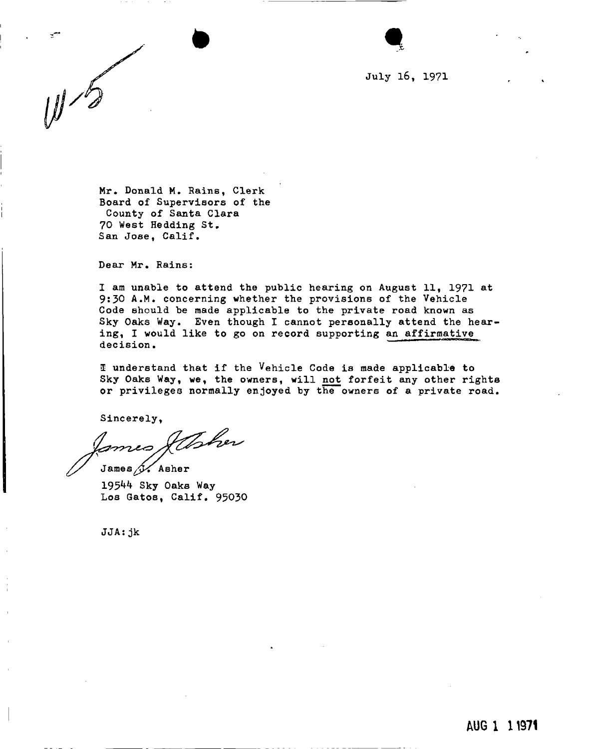W-5

July 16, 1971

Mr. Donald M. Rains, Clerk
Board of Supervisors of the
County of Santa Clara
70 West Hedding St.
San Jose, Calif.

Dear Mr. Rains:

I am unable to attend the public hearing on August 11, 1971 at 9:30 A.M. concerning whether the provisions of the Vehicle Code should be made applicable to the private road known as Sky Oaks Way. Even though I cannot personally attend the hearing, I would like to go on record supporting an affirmative decision.

I understand that if the Vehicle Code is made applicable to Sky Oaks Way, we, the owners, will not forfeit any other rights or privileges normally enjoyed by the owners of a private road.

Sincerely,

James J. Asher

James J. Asher
19544 Sky Oaks Way
Los Gatos, Calif. 95030

JJA:jk

AUG 1 1 1971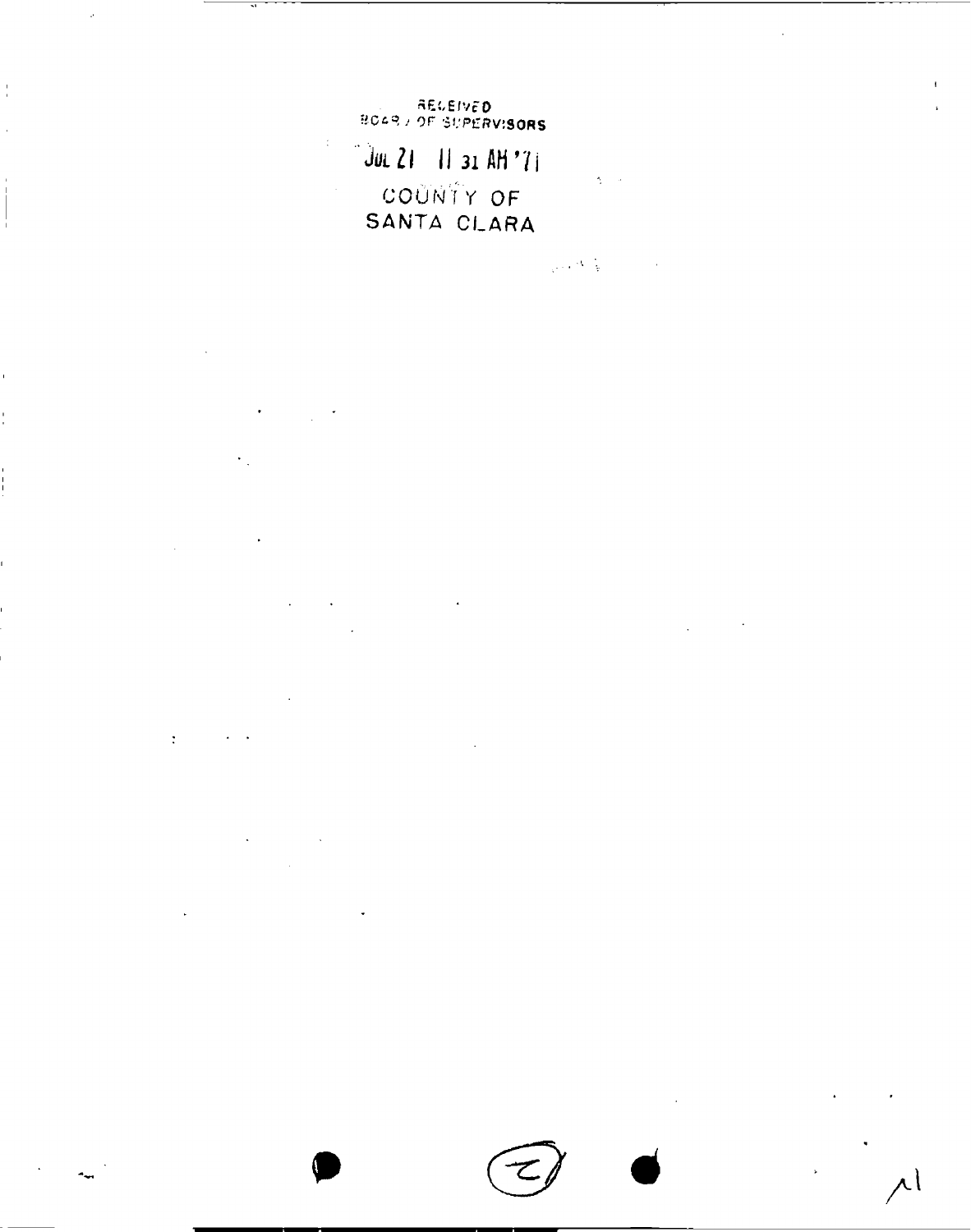RECEIVED
BOARD OF SUPERVISORS

JUL 21 11 31 AM '71

COUNTY OF
SANTA CLARA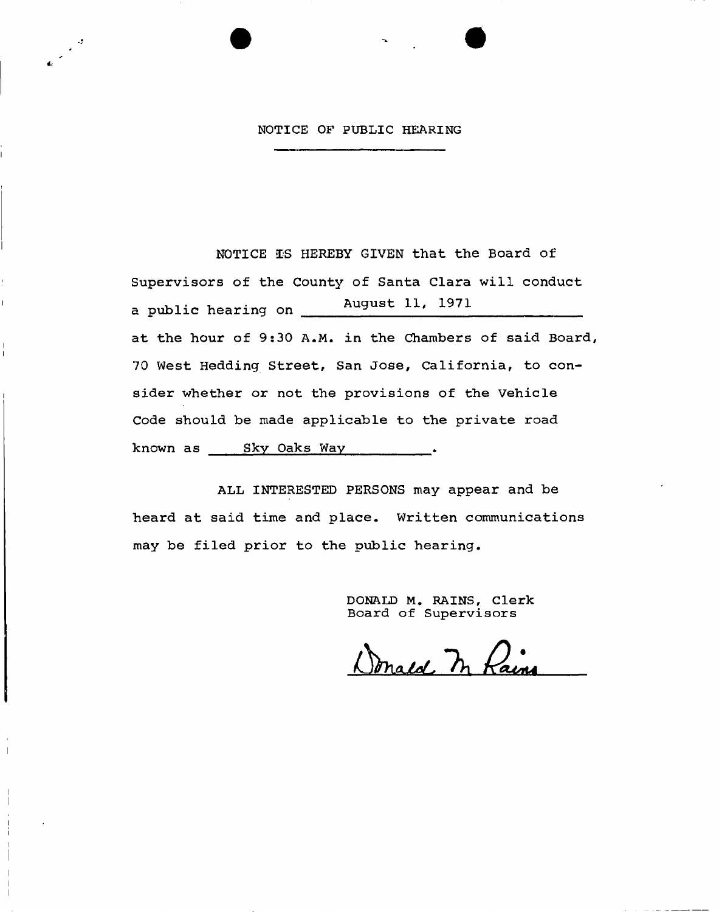# NOTICE OF PUBLIC HEARING

NOTICE IS HEREBY GIVEN that the Board of Supervisors of the County of Santa Clara will conduct a public hearing on August 11, 1971 at the hour of 9:30 A.M. in the Chambers of said Board, 70 West Hedding Street, San Jose, California, to consider whether or not the provisions of the Vehicle Code should be made applicable to the private road known as Sky Oaks Way.

ALL INTERESTED PERSONS may appear and be heard at said time and place. Written communications may be filed prior to the public hearing.

DONALD M. RAINS, Clerk
Board of Supervisors

Donald M Rains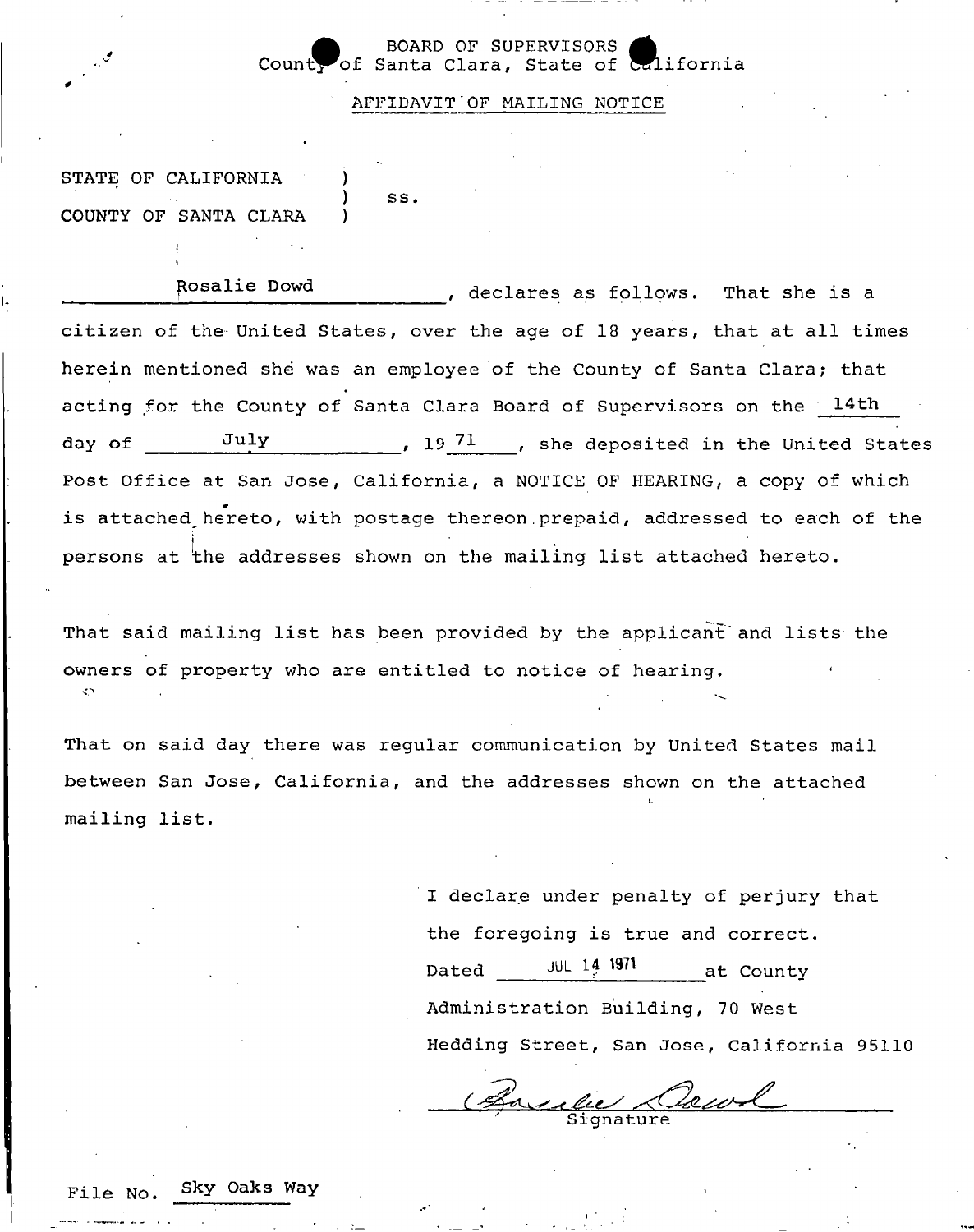BOARD OF SUPERVISORS
County of Santa Clara, State of California

## AFFIDAVIT OF MAILING NOTICE

STATE OF CALIFORNIA )
) ss.
COUNTY OF SANTA CLARA )

Rosalie Dowd, declares as follows. That she is a citizen of the United States, over the age of 18 years, that at all times herein mentioned she was an employee of the County of Santa Clara; that acting for the County of Santa Clara Board of Supervisors on the 14th day of July, 1971, she deposited in the United States Post Office at San Jose, California, a NOTICE OF HEARING, a copy of which is attached hereto, with postage thereon prepaid, addressed to each of the persons at the addresses shown on the mailing list attached hereto.

That said mailing list has been provided by the applicant and lists the owners of property who are entitled to notice of hearing.

That on said day there was regular communication by United States mail between San Jose, California, and the addresses shown on the attached mailing list.

I declare under penalty of perjury that the foregoing is true and correct.
Dated JUL 14 1971 at County Administration Building, 70 West Hedding Street, San Jose, California 95110

Rosalie Dowd
Signature

File No. Sky Oaks Way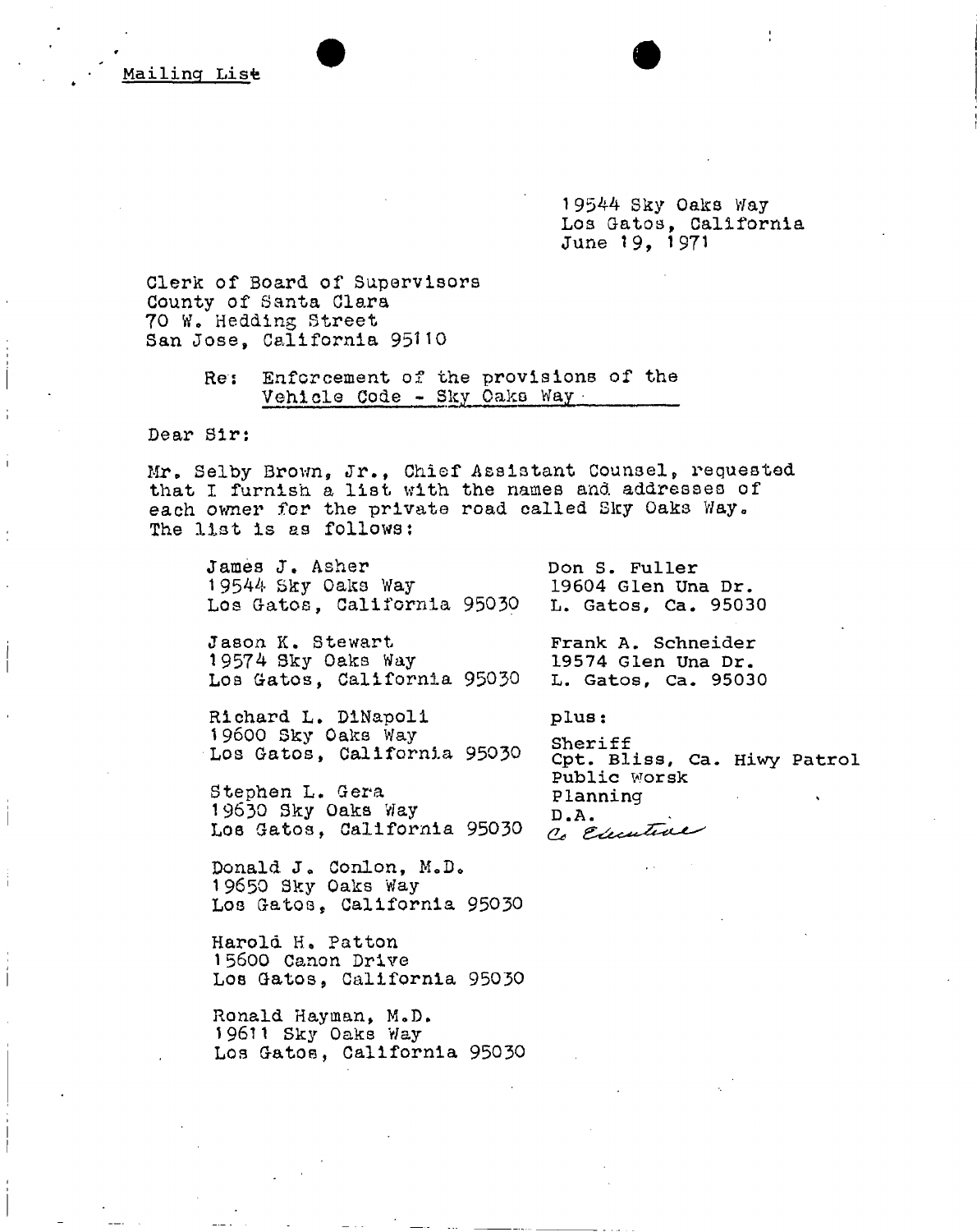Mailing List

19544 Sky Oaks Way
Los Gatos, California
June 19, 1971

Clerk of Board of Supervisors
County of Santa Clara
70 W. Hedding Street
San Jose, California 95110

Re: Enforcement of the provisions of the Vehicle Code - Sky Oaks Way

Dear Sir:

Mr. Selby Brown, Jr., Chief Assistant Counsel, requested that I furnish a list with the names and addresses of each owner for the private road called Sky Oaks Way. The list is as follows:

James J. Asher
19544 Sky Oaks Way
Los Gatos, California 95030

Jason K. Stewart
19574 Sky Oaks Way
Los Gatos, California 95030

Richard L. DiNapoli
19600 Sky Oaks Way
Los Gatos, California 95030

Stephen L. Gera
19630 Sky Oaks Way
Los Gatos, California 95030

Donald J. Conlon, M.D.
19650 Sky Oaks Way
Los Gatos, California 95030

Harold H. Patton
15600 Canon Drive
Los Gatos, California 95030

Ronald Hayman, M.D.
19611 Sky Oaks Way
Los Gatos, California 95030

Don S. Fuller
19604 Glen Una Dr.
L. Gatos, Ca. 95030

Frank A. Schneider
19574 Glen Una Dr.
L. Gatos, Ca. 95030

plus:

Sheriff
Cpt. Bliss, Ca. Hiwy Patrol
Public Worsk
Planning
D.A.
Co Executive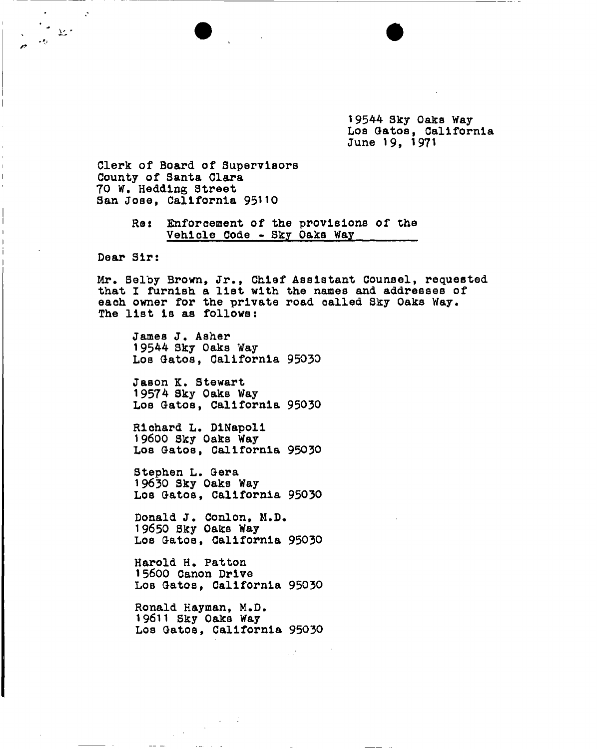19544 Sky Oaks Way
Los Gatos, California
June 19, 1971

Clerk of Board of Supervisors
County of Santa Clara
70 W. Hedding Street
San Jose, California 95110

Re: Enforcement of the provisions of the Vehicle Code - Sky Oaks Way

Dear Sir:

Mr. Selby Brown, Jr., Chief Assistant Counsel, requested that I furnish a list with the names and addresses of each owner for the private road called Sky Oaks Way. The list is as follows:

James J. Asher
19544 Sky Oaks Way
Los Gatos, California 95030

Jason K. Stewart
19574 Sky Oaks Way
Los Gatos, California 95030

Richard L. DiNapoli
19600 Sky Oaks Way
Los Gatos, California 95030

Stephen L. Gera
19630 Sky Oaks Way
Los Gatos, California 95030

Donald J. Conlon, M.D.
19650 Sky Oaks Way
Los Gatos, California 95030

Harold H. Patton
15600 Canon Drive
Los Gatos, California 95030

Ronald Hayman, M.D.
19611 Sky Oaks Way
Los Gatos, California 95030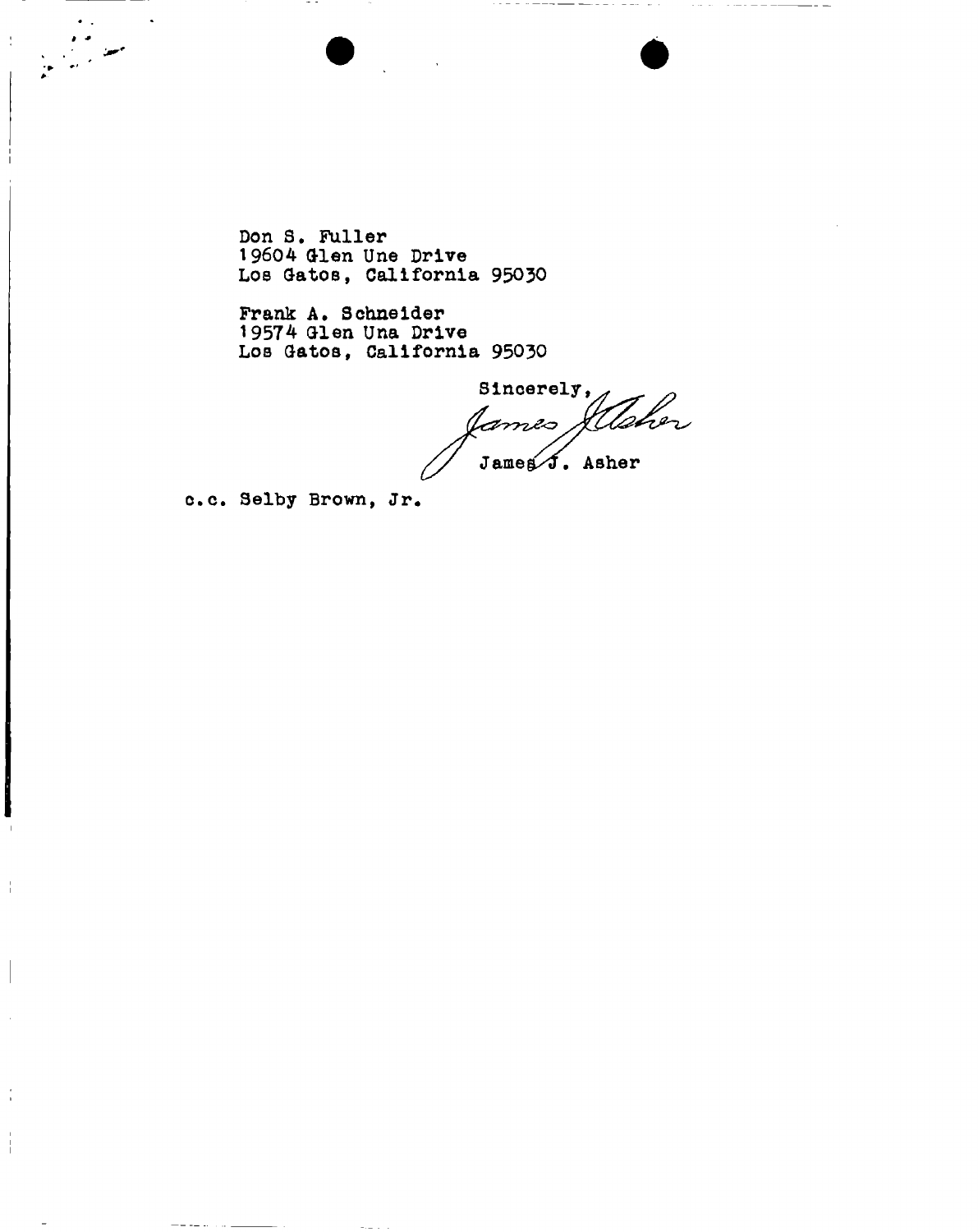Don S. Fuller
19604 Glen Une Drive
Los Gatos, California 95030

Frank A. Schneider
19574 Glen Una Drive
Los Gatos, California 95030

Sincerely,

James J. Asher

c.c. Selby Brown, Jr.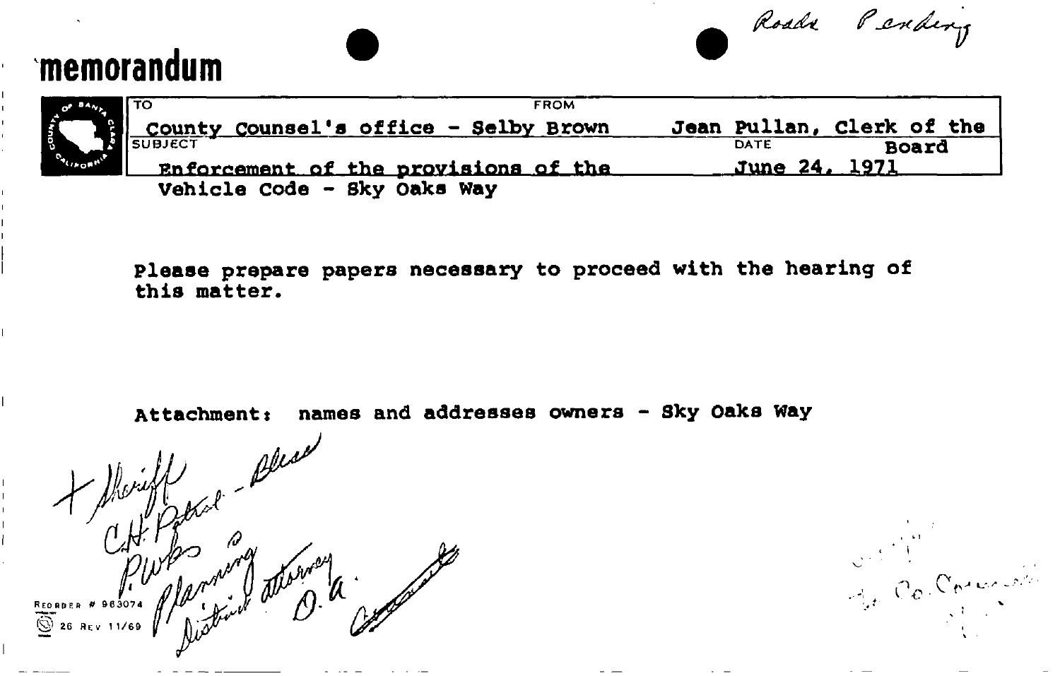Roads Pending

# memorandum

| TO | FROM |
| --- | --- |
| County Counsel's office - Selby Brown | Jean Pullan, Clerk of the Board |
| SUBJECT | DATE |
| Enforcement of the provisions of the Vehicle Code - Sky Oaks Way | June 24, 1971 |

Please prepare papers necessary to proceed with the hearing of this matter.

Attachment: names and addresses owners - Sky Oaks Way

+ Sheriff
C.H. Patrol - Bliss
P.Wks
Planning
District attorney
D.A.

REORDER # 963074
26 REV 11/69

to Co. Counsel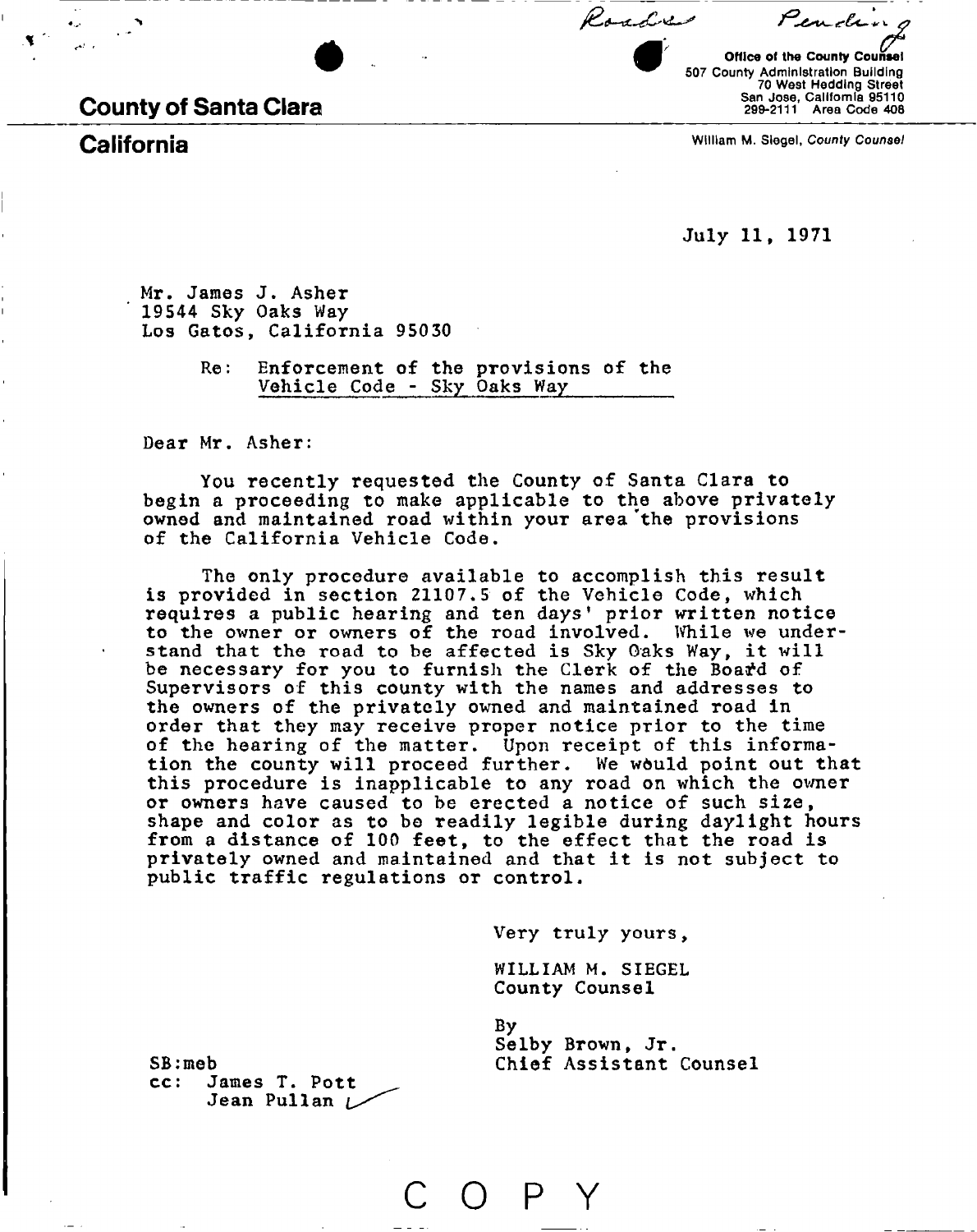Roads Pending

**County of Santa Clara**

**California**

**Office of the County Counsel**
507 County Administration Building
70 West Hedding Street
San Jose, California 95110
299-2111 Area Code 408

William M. Siegel, *County Counsel*

July 11, 1971

Mr. James J. Asher
19544 Sky Oaks Way
Los Gatos, California 95030

Re: Enforcement of the provisions of the Vehicle Code - Sky Oaks Way

Dear Mr. Asher:

You recently requested the County of Santa Clara to begin a proceeding to make applicable to the above privately owned and maintained road within your area the provisions of the California Vehicle Code.

The only procedure available to accomplish this result is provided in section 21107.5 of the Vehicle Code, which requires a public hearing and ten days' prior written notice to the owner or owners of the road involved. While we understand that the road to be affected is Sky Oaks Way, it will be necessary for you to furnish the Clerk of the Board of Supervisors of this county with the names and addresses to the owners of the privately owned and maintained road in order that they may receive proper notice prior to the time of the hearing of the matter. Upon receipt of this information the county will proceed further. We would point out that this procedure is inapplicable to any road on which the owner or owners have caused to be erected a notice of such size, shape and color as to be readily legible during daylight hours from a distance of 100 feet, to the effect that the road is privately owned and maintained and that it is not subject to public traffic regulations or control.

Very truly yours,

WILLIAM M. SIEGEL
County Counsel

By
Selby Brown, Jr.
Chief Assistant Counsel

SB:meb
cc: James T. Pott
Jean Pullan ✓

C O P Y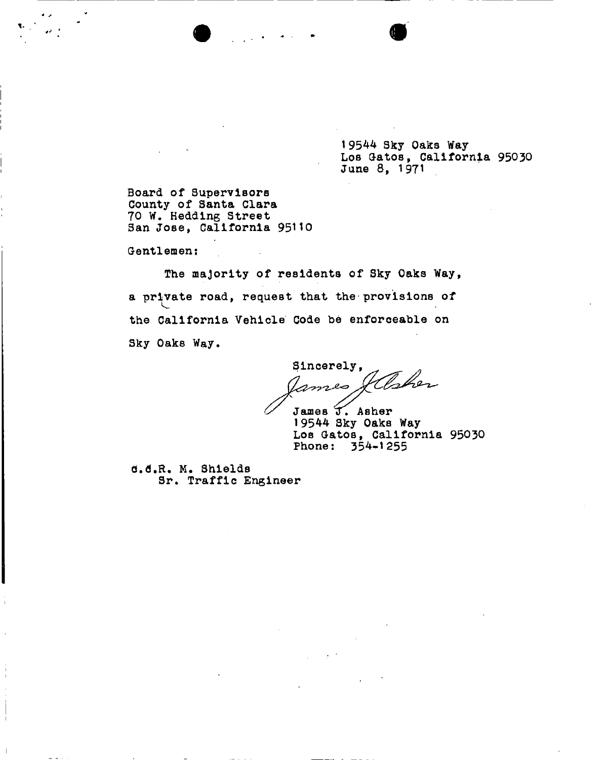19544 Sky Oaks Way
Los Gatos, California 95030
June 8, 1971

Board of Supervisors
County of Santa Clara
70 W. Hedding Street
San Jose, California 95110

Gentlemen:

The majority of residents of Sky Oaks Way, a private road, request that the provisions of the California Vehicle Code be enforceable on Sky Oaks Way.

Sincerely,

James J. Asher

James J. Asher
19544 Sky Oaks Way
Los Gatos, California 95030
Phone: 354-1255

c.c.R. M. Shields
Sr. Traffic Engineer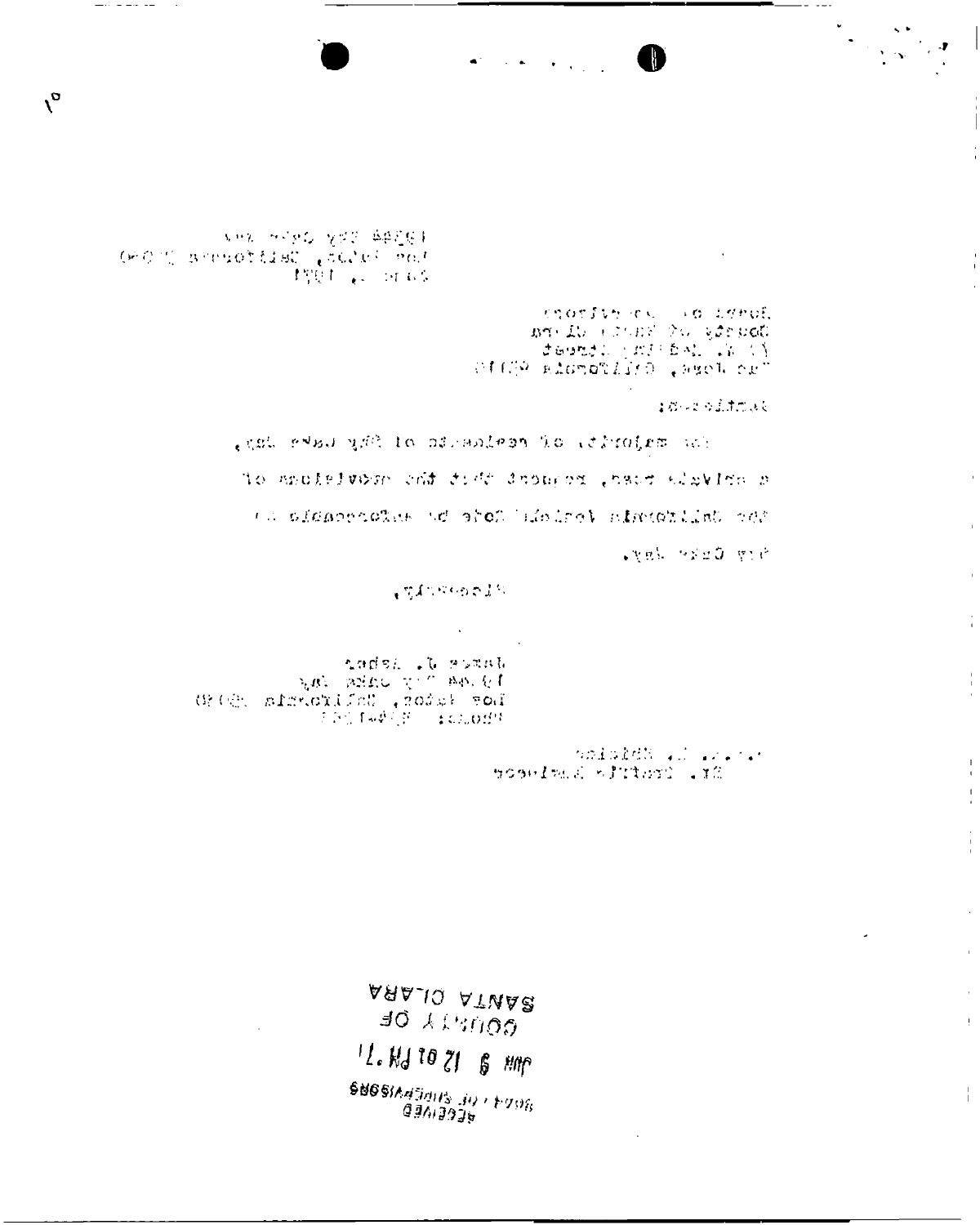19258 Sky Lane Way
Los Gatos, California 95030
June 7, 1971

Board of Supervisors
County of Santa Clara
70 W. Hedding Street
San Jose, California 95110

Gentlemen:

The majority of residents of Sky Lane Way, a private road, request that the provisions of the California Vehicle Code be enforceable on Sky Lane Way.

Sincerely,

James G. Weber
19258 Sky Lane Way
Los Gatos, California 95030
Phone:

RECEIVED
BOARD OF SUPERVISORS
JUN 9 12 01 PM '71
COUNTY OF SANTA CLARA